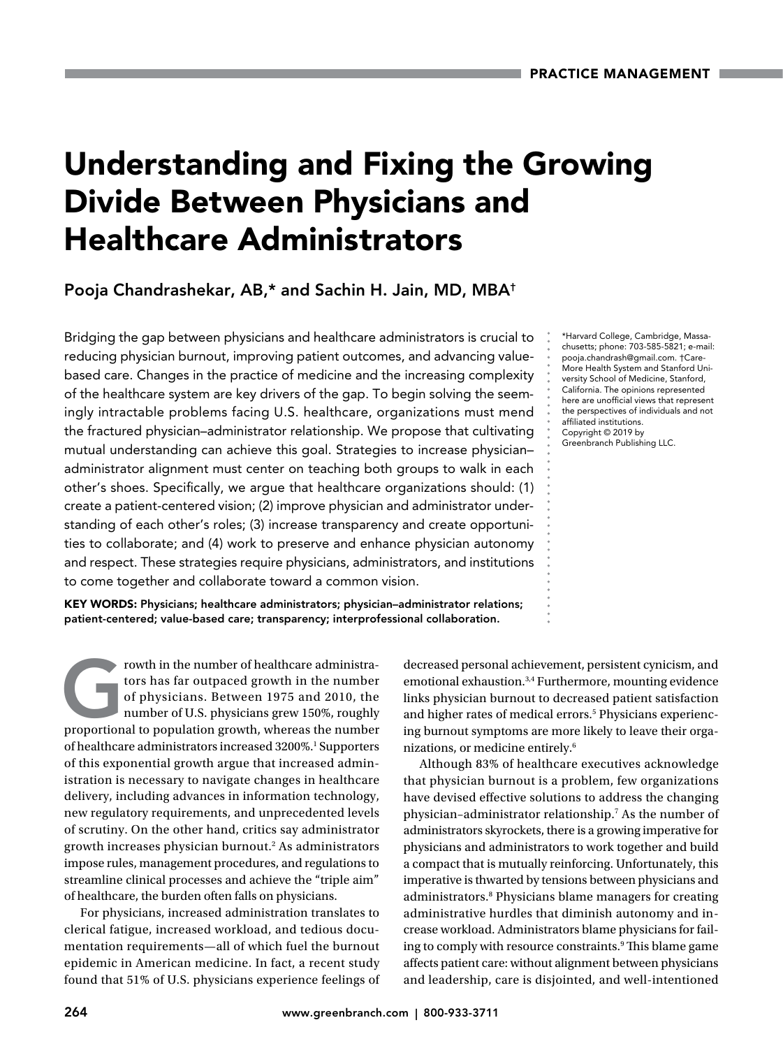# Understanding and Fixing the Growing Divide Between Physicians and Healthcare Administrators

**Pooja Chandrashekar, AB,* and Sachin H. Jain, MD, MBA†**

Bridging the gap between physicians and healthcare administrators is crucial to reducing physician burnout, improving patient outcomes, and advancing value-based care. Changes in the practice of medicine and the increasing complexity of the healthcare system are key drivers of the gap. To begin solving the seemingly intractable problems facing U.S. healthcare, organizations must mend the fractured physician–administrator relationship. We propose that cultivating mutual understanding can achieve this goal. Strategies to increase physician–administrator alignment must center on teaching both groups to walk in each other's shoes. Specifically, we argue that healthcare organizations should: (1) create a patient-centered vision; (2) improve physician and administrator understanding of each other's roles; (3) increase transparency and create opportunities to collaborate; and (4) work to preserve and enhance physician autonomy and respect. These strategies require physicians, administrators, and institutions to come together and collaborate toward a common vision.

**KEY WORDS: Physicians; healthcare administrators; physician–administrator relations; patient-centered; value-based care; transparency; interprofessional collaboration.**

*Harvard College, Cambridge, Massachusetts; phone: 703-585-5821; e-mail: pooja.chandrash@gmail.com. †CareMore Health System and Stanford University School of Medicine, Stanford, California. The opinions represented here are unofficial views that represent the perspectives of individuals and not affiliated institutions.
Copyright © 2019 by Greenbranch Publishing LLC.

Growth in the number of healthcare administrators has far outpaced growth in the number of physicians. Between 1975 and 2010, the number of U.S. physicians grew 150%, roughly proportional to population growth, whereas the number of healthcare administrators increased 3200%.[1] Supporters of this exponential growth argue that increased administration is necessary to navigate changes in healthcare delivery, including advances in information technology, new regulatory requirements, and unprecedented levels of scrutiny. On the other hand, critics say administrator growth increases physician burnout.[2] As administrators impose rules, management procedures, and regulations to streamline clinical processes and achieve the "triple aim" of healthcare, the burden often falls on physicians.

For physicians, increased administration translates to clerical fatigue, increased workload, and tedious documentation requirements—all of which fuel the burnout epidemic in American medicine. In fact, a recent study found that 51% of U.S. physicians experience feelings of decreased personal achievement, persistent cynicism, and emotional exhaustion.[3,4] Furthermore, mounting evidence links physician burnout to decreased patient satisfaction and higher rates of medical errors.[5] Physicians experiencing burnout symptoms are more likely to leave their organizations, or medicine entirely.[6]

Although 83% of healthcare executives acknowledge that physician burnout is a problem, few organizations have devised effective solutions to address the changing physician–administrator relationship.[7] As the number of administrators skyrockets, there is a growing imperative for physicians and administrators to work together and build a compact that is mutually reinforcing. Unfortunately, this imperative is thwarted by tensions between physicians and administrators.[8] Physicians blame managers for creating administrative hurdles that diminish autonomy and increase workload. Administrators blame physicians for failing to comply with resource constraints.[9] This blame game affects patient care: without alignment between physicians and leadership, care is disjointed, and well-intentioned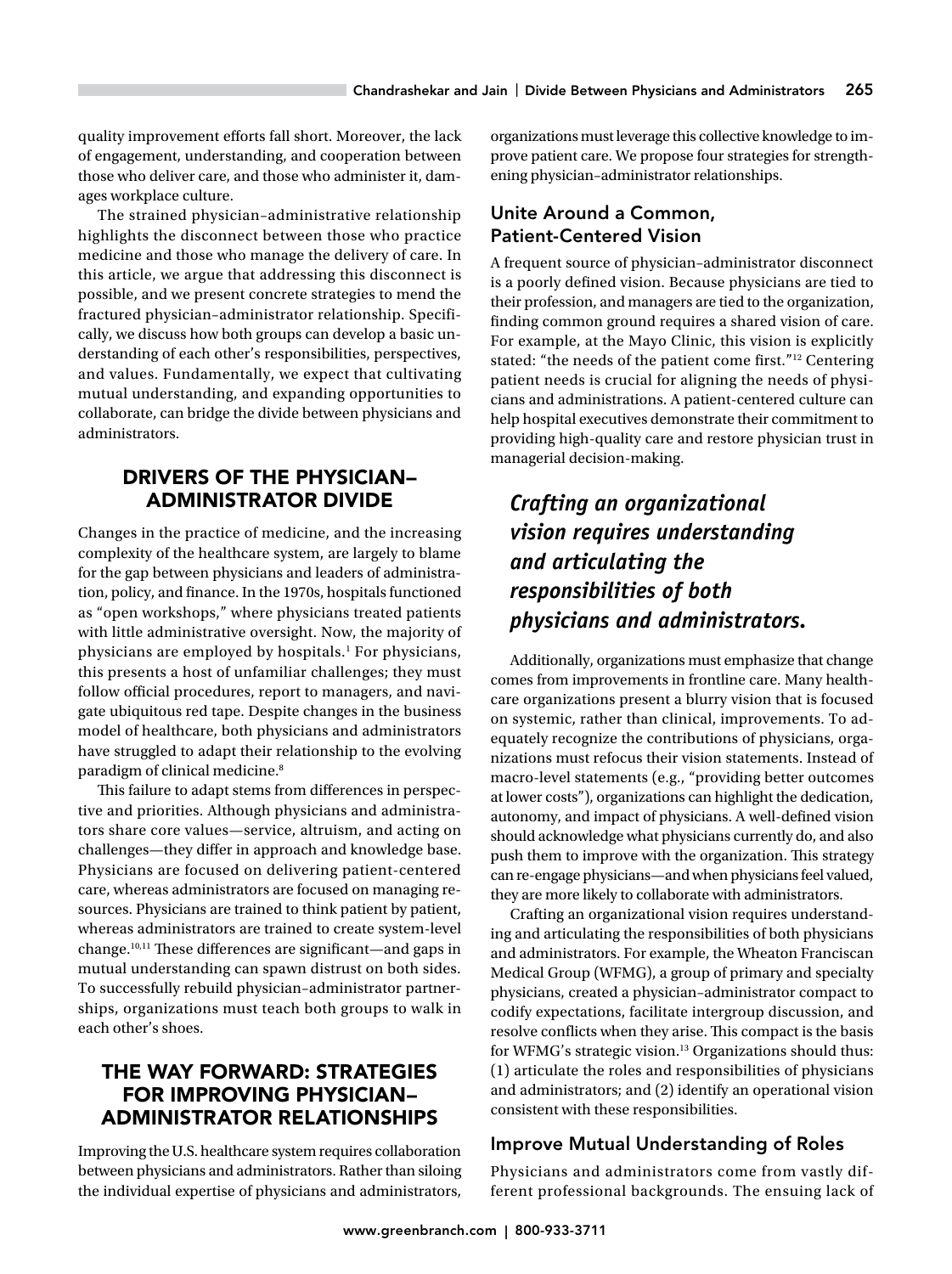quality improvement efforts fall short. Moreover, the lack of engagement, understanding, and cooperation between those who deliver care, and those who administer it, damages workplace culture.

The strained physician–administrative relationship highlights the disconnect between those who practice medicine and those who manage the delivery of care. In this article, we argue that addressing this disconnect is possible, and we present concrete strategies to mend the fractured physician–administrator relationship. Specifically, we discuss how both groups can develop a basic understanding of each other's responsibilities, perspectives, and values. Fundamentally, we expect that cultivating mutual understanding, and expanding opportunities to collaborate, can bridge the divide between physicians and administrators.

## DRIVERS OF THE PHYSICIAN–ADMINISTRATOR DIVIDE

Changes in the practice of medicine, and the increasing complexity of the healthcare system, are largely to blame for the gap between physicians and leaders of administration, policy, and finance. In the 1970s, hospitals functioned as "open workshops," where physicians treated patients with little administrative oversight. Now, the majority of physicians are employed by hospitals.[1] For physicians, this presents a host of unfamiliar challenges; they must follow official procedures, report to managers, and navigate ubiquitous red tape. Despite changes in the business model of healthcare, both physicians and administrators have struggled to adapt their relationship to the evolving paradigm of clinical medicine.[8]

This failure to adapt stems from differences in perspective and priorities. Although physicians and administrators share core values—service, altruism, and acting on challenges—they differ in approach and knowledge base. Physicians are focused on delivering patient-centered care, whereas administrators are focused on managing resources. Physicians are trained to think patient by patient, whereas administrators are trained to create system-level change.[10,11] These differences are significant—and gaps in mutual understanding can spawn distrust on both sides. To successfully rebuild physician–administrator partnerships, organizations must teach both groups to walk in each other's shoes.

## THE WAY FORWARD: STRATEGIES FOR IMPROVING PHYSICIAN–ADMINISTRATOR RELATIONSHIPS

Improving the U.S. healthcare system requires collaboration between physicians and administrators. Rather than siloing the individual expertise of physicians and administrators, organizations must leverage this collective knowledge to improve patient care. We propose four strategies for strengthening physician–administrator relationships.

### Unite Around a Common, Patient-Centered Vision

A frequent source of physician–administrator disconnect is a poorly defined vision. Because physicians are tied to their profession, and managers are tied to the organization, finding common ground requires a shared vision of care. For example, at the Mayo Clinic, this vision is explicitly stated: "the needs of the patient come first."[12] Centering patient needs is crucial for aligning the needs of physicians and administrations. A patient-centered culture can help hospital executives demonstrate their commitment to providing high-quality care and restore physician trust in managerial decision-making.

> ***Crafting an organizational vision requires understanding and articulating the responsibilities of both physicians and administrators.***

Additionally, organizations must emphasize that change comes from improvements in frontline care. Many healthcare organizations present a blurry vision that is focused on systemic, rather than clinical, improvements. To adequately recognize the contributions of physicians, organizations must refocus their vision statements. Instead of macro-level statements (e.g., "providing better outcomes at lower costs"), organizations can highlight the dedication, autonomy, and impact of physicians. A well-defined vision should acknowledge what physicians currently do, and also push them to improve with the organization. This strategy can re-engage physicians—and when physicians feel valued, they are more likely to collaborate with administrators.

Crafting an organizational vision requires understanding and articulating the responsibilities of both physicians and administrators. For example, the Wheaton Franciscan Medical Group (WFMG), a group of primary and specialty physicians, created a physician–administrator compact to codify expectations, facilitate intergroup discussion, and resolve conflicts when they arise. This compact is the basis for WFMG's strategic vision.[13] Organizations should thus: (1) articulate the roles and responsibilities of physicians and administrators; and (2) identify an operational vision consistent with these responsibilities.

### Improve Mutual Understanding of Roles

Physicians and administrators come from vastly different professional backgrounds. The ensuing lack of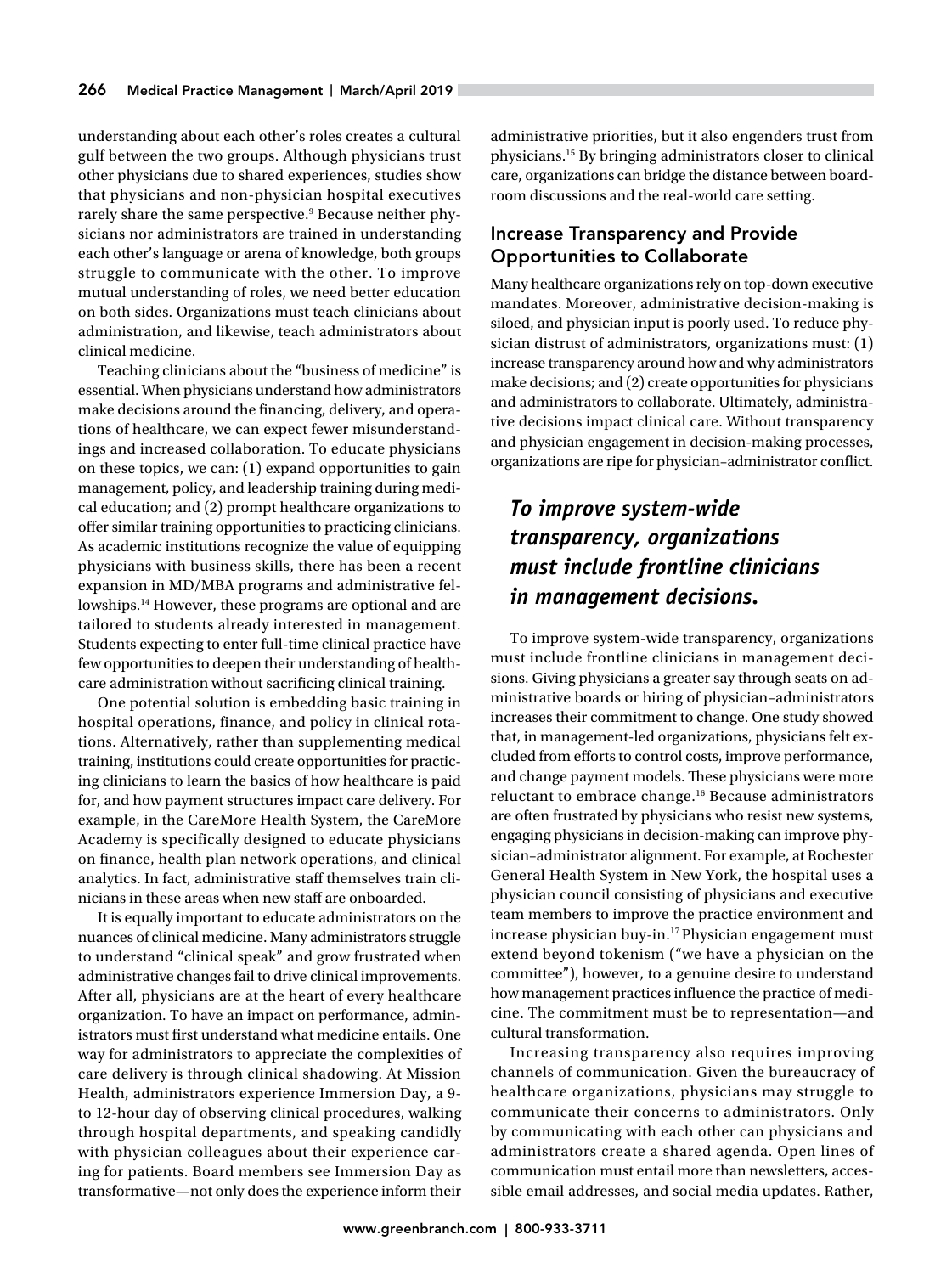understanding about each other's roles creates a cultural gulf between the two groups. Although physicians trust other physicians due to shared experiences, studies show that physicians and non-physician hospital executives rarely share the same perspective.[9] Because neither physicians nor administrators are trained in understanding each other's language or arena of knowledge, both groups struggle to communicate with the other. To improve mutual understanding of roles, we need better education on both sides. Organizations must teach clinicians about administration, and likewise, teach administrators about clinical medicine.

Teaching clinicians about the "business of medicine" is essential. When physicians understand how administrators make decisions around the financing, delivery, and operations of healthcare, we can expect fewer misunderstandings and increased collaboration. To educate physicians on these topics, we can: (1) expand opportunities to gain management, policy, and leadership training during medical education; and (2) prompt healthcare organizations to offer similar training opportunities to practicing clinicians. As academic institutions recognize the value of equipping physicians with business skills, there has been a recent expansion in MD/MBA programs and administrative fellowships.[14] However, these programs are optional and are tailored to students already interested in management. Students expecting to enter full-time clinical practice have few opportunities to deepen their understanding of healthcare administration without sacrificing clinical training.

One potential solution is embedding basic training in hospital operations, finance, and policy in clinical rotations. Alternatively, rather than supplementing medical training, institutions could create opportunities for practicing clinicians to learn the basics of how healthcare is paid for, and how payment structures impact care delivery. For example, in the CareMore Health System, the CareMore Academy is specifically designed to educate physicians on finance, health plan network operations, and clinical analytics. In fact, administrative staff themselves train clinicians in these areas when new staff are onboarded.

It is equally important to educate administrators on the nuances of clinical medicine. Many administrators struggle to understand "clinical speak" and grow frustrated when administrative changes fail to drive clinical improvements. After all, physicians are at the heart of every healthcare organization. To have an impact on performance, administrators must first understand what medicine entails. One way for administrators to appreciate the complexities of care delivery is through clinical shadowing. At Mission Health, administrators experience Immersion Day, a 9- to 12-hour day of observing clinical procedures, walking through hospital departments, and speaking candidly with physician colleagues about their experience caring for patients. Board members see Immersion Day as transformative—not only does the experience inform their administrative priorities, but it also engenders trust from physicians.[15] By bringing administrators closer to clinical care, organizations can bridge the distance between boardroom discussions and the real-world care setting.

## Increase Transparency and Provide Opportunities to Collaborate

Many healthcare organizations rely on top-down executive mandates. Moreover, administrative decision-making is siloed, and physician input is poorly used. To reduce physician distrust of administrators, organizations must: (1) increase transparency around how and why administrators make decisions; and (2) create opportunities for physicians and administrators to collaborate. Ultimately, administrative decisions impact clinical care. Without transparency and physician engagement in decision-making processes, organizations are ripe for physician–administrator conflict.

> ***To improve system-wide transparency, organizations must include frontline clinicians in management decisions.***

To improve system-wide transparency, organizations must include frontline clinicians in management decisions. Giving physicians a greater say through seats on administrative boards or hiring of physician–administrators increases their commitment to change. One study showed that, in management-led organizations, physicians felt excluded from efforts to control costs, improve performance, and change payment models. These physicians were more reluctant to embrace change.[16] Because administrators are often frustrated by physicians who resist new systems, engaging physicians in decision-making can improve physician–administrator alignment. For example, at Rochester General Health System in New York, the hospital uses a physician council consisting of physicians and executive team members to improve the practice environment and increase physician buy-in.[17] Physician engagement must extend beyond tokenism ("we have a physician on the committee"), however, to a genuine desire to understand how management practices influence the practice of medicine. The commitment must be to representation—and cultural transformation.

Increasing transparency also requires improving channels of communication. Given the bureaucracy of healthcare organizations, physicians may struggle to communicate their concerns to administrators. Only by communicating with each other can physicians and administrators create a shared agenda. Open lines of communication must entail more than newsletters, accessible email addresses, and social media updates. Rather,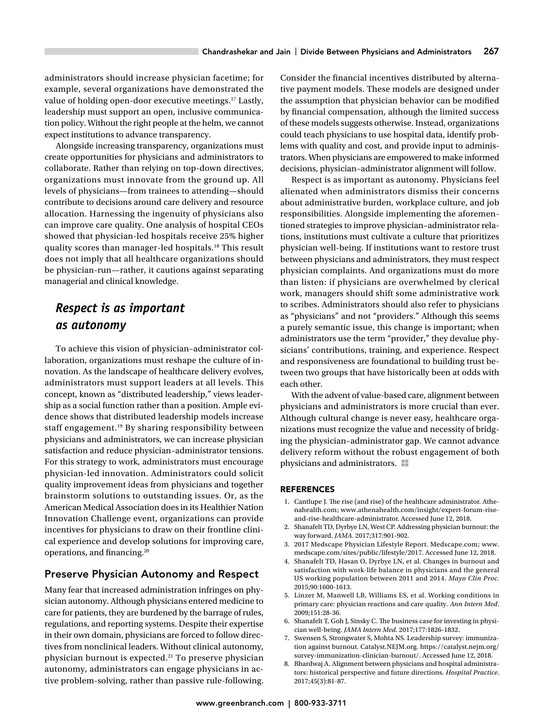administrators should increase physician facetime; for example, several organizations have demonstrated the value of holding open-door executive meetings.[17] Lastly, leadership must support an open, inclusive communication policy. Without the right people at the helm, we cannot expect institutions to advance transparency.

Alongside increasing transparency, organizations must create opportunities for physicians and administrators to collaborate. Rather than relying on top-down directives, organizations must innovate from the ground up. All levels of physicians—from trainees to attending—should contribute to decisions around care delivery and resource allocation. Harnessing the ingenuity of physicians also can improve care quality. One analysis of hospital CEOs showed that physician-led hospitals receive 25% higher quality scores than manager-led hospitals.[18] This result does not imply that all healthcare organizations should be physician-run—rather, it cautions against separating managerial and clinical knowledge.

> ***Respect is as important as autonomy***

To achieve this vision of physician–administrator collaboration, organizations must reshape the culture of innovation. As the landscape of healthcare delivery evolves, administrators must support leaders at all levels. This concept, known as "distributed leadership," views leadership as a social function rather than a position. Ample evidence shows that distributed leadership models increase staff engagement.[19] By sharing responsibility between physicians and administrators, we can increase physician satisfaction and reduce physician–administrator tensions. For this strategy to work, administrators must encourage physician-led innovation. Administrators could solicit quality improvement ideas from physicians and together brainstorm solutions to outstanding issues. Or, as the American Medical Association does in its Healthier Nation Innovation Challenge event, organizations can provide incentives for physicians to draw on their frontline clinical experience and develop solutions for improving care, operations, and financing.[20]

## Preserve Physician Autonomy and Respect

Many fear that increased administration infringes on physician autonomy. Although physicians entered medicine to care for patients, they are burdened by the barrage of rules, regulations, and reporting systems. Despite their expertise in their own domain, physicians are forced to follow directives from nonclinical leaders. Without clinical autonomy, physician burnout is expected.[21] To preserve physician autonomy, administrators can engage physicians in active problem-solving, rather than passive rule-following. Consider the financial incentives distributed by alternative payment models. These models are designed under the assumption that physician behavior can be modified by financial compensation, although the limited success of these models suggests otherwise. Instead, organizations could teach physicians to use hospital data, identify problems with quality and cost, and provide input to administrators. When physicians are empowered to make informed decisions, physician–administrator alignment will follow.

Respect is as important as autonomy. Physicians feel alienated when administrators dismiss their concerns about administrative burden, workplace culture, and job responsibilities. Alongside implementing the aforementioned strategies to improve physician–administrator relations, institutions must cultivate a culture that prioritizes physician well-being. If institutions want to restore trust between physicians and administrators, they must respect physician complaints. And organizations must do more than listen: if physicians are overwhelmed by clerical work, managers should shift some administrative work to scribes. Administrators should also refer to physicians as "physicians" and not "providers." Although this seems a purely semantic issue, this change is important; when administrators use the term "provider," they devalue physicians' contributions, training, and experience. Respect and responsiveness are foundational to building trust between two groups that have historically been at odds with each other.

With the advent of value-based care, alignment between physicians and administrators is more crucial than ever. Although cultural change is never easy, healthcare organizations must recognize the value and necessity of bridging the physician–administrator gap. We cannot advance delivery reform without the robust engagement of both physicians and administrators.

## REFERENCES

1. Cantlupe J. The rise (and rise) of the healthcare administrator. Athenahealth.com; www.athenahealth.com/insight/expert-forum-rise-and-rise-healthcare-administrator. Accessed June 12, 2018.
2. Shanafelt TD, Dyrbye LN, West CP. Addressing physician burnout: the way forward. *JAMA*. 2017;317:901-902.
3. 2017 Medscape Physician Lifestyle Report. Medscape.com; www.medscape.com/sites/public/lifestyle/2017. Accessed June 12, 2018.
4. Shanafelt TD, Hasan O, Dyrbye LN, et al. Changes in burnout and satisfaction with work-life balance in physicians and the general US working population between 2011 and 2014. *Mayo Clin Proc*. 2015;90:1600-1613.
5. Linzer M, Manwell LB, Williams ES, et al. Working conditions in primary care: physician reactions and care quality. *Ann Intern Med*. 2009;151:28-36.
6. Shanafelt T, Goh J, Sinsky C. The business case for investing in physician well-being. *JAMA Intern Med*. 2017;177:1826-1832.
7. Swensen S, Strongwater S, Mohta NS. Leadership survey: immunization against burnout. Catalyst.NEJM.org. https://catalyst.nejm.org/survey-immunization-clinician-burnout/. Accessed June 12, 2018.
8. Bhardwaj A. Alignment between physicians and hospital administrators: historical perspective and future directions. *Hospital Practice*. 2017;45(3):81-87.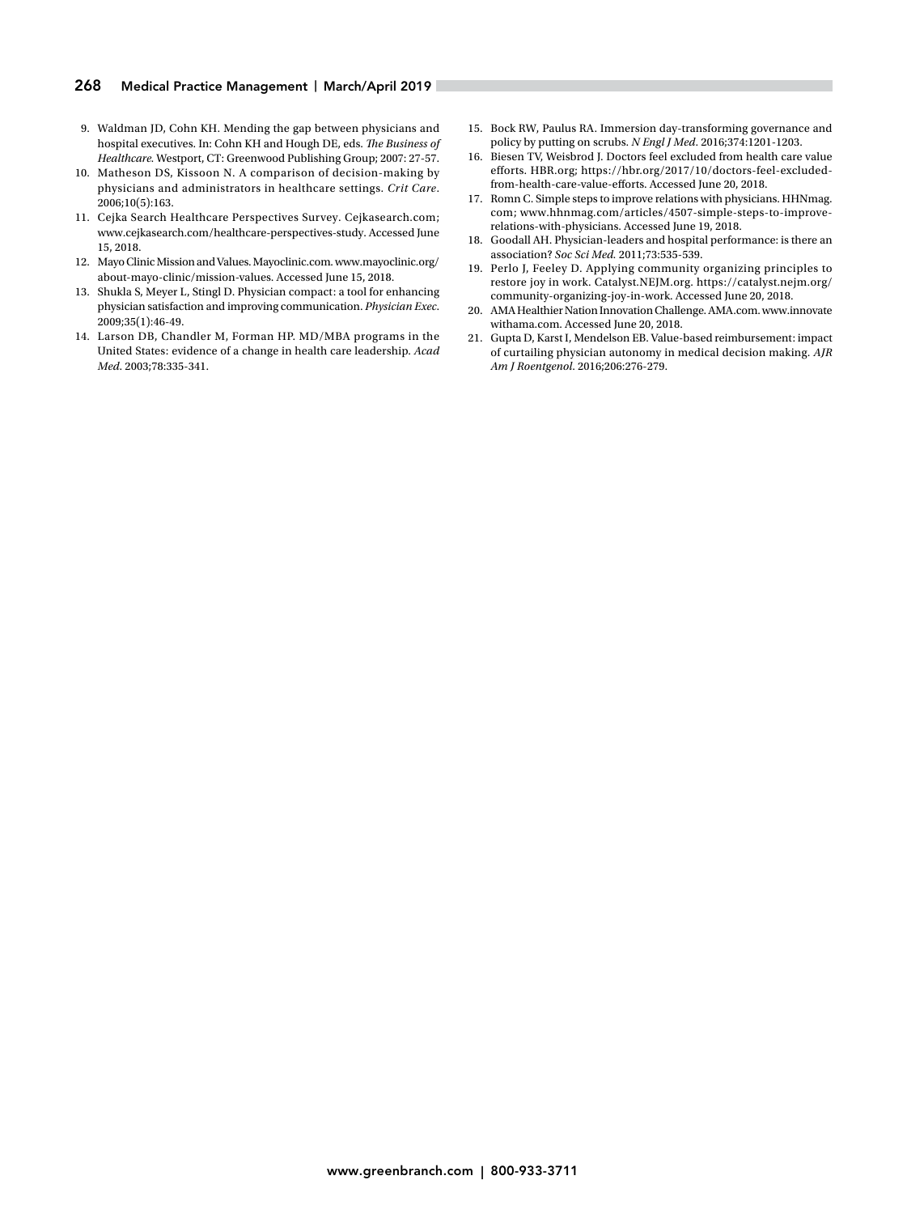9. Waldman JD, Cohn KH. Mending the gap between physicians and hospital executives. In: Cohn KH and Hough DE, eds. *The Business of Healthcare.* Westport, CT: Greenwood Publishing Group; 2007: 27-57.
10. Matheson DS, Kissoon N. A comparison of decision-making by physicians and administrators in healthcare settings. *Crit Care*. 2006;10(5):163.
11. Cejka Search Healthcare Perspectives Survey. Cejkasearch.com; www.cejkasearch.com/healthcare-perspectives-study. Accessed June 15, 2018.
12. Mayo Clinic Mission and Values. Mayoclinic.com. www.mayoclinic.org/about-mayo-clinic/mission-values. Accessed June 15, 2018.
13. Shukla S, Meyer L, Stingl D. Physician compact: a tool for enhancing physician satisfaction and improving communication. *Physician Exec*. 2009;35(1):46-49.
14. Larson DB, Chandler M, Forman HP. MD/MBA programs in the United States: evidence of a change in health care leadership. *Acad Med*. 2003;78:335-341.
15. Bock RW, Paulus RA. Immersion day-transforming governance and policy by putting on scrubs. *N Engl J Med*. 2016;374:1201-1203.
16. Biesen TV, Weisbrod J. Doctors feel excluded from health care value efforts. HBR.org; https://hbr.org/2017/10/doctors-feel-excluded-from-health-care-value-efforts. Accessed June 20, 2018.
17. Romn C. Simple steps to improve relations with physicians. HHNmag.com; www.hhnmag.com/articles/4507-simple-steps-to-improve-relations-with-physicians. Accessed June 19, 2018.
18. Goodall AH. Physician-leaders and hospital performance: is there an association? *Soc Sci Med.* 2011;73:535-539.
19. Perlo J, Feeley D. Applying community organizing principles to restore joy in work. Catalyst.NEJM.org. https://catalyst.nejm.org/community-organizing-joy-in-work. Accessed June 20, 2018.
20. AMA Healthier Nation Innovation Challenge. AMA.com. www.innovatewithama.com. Accessed June 20, 2018.
21. Gupta D, Karst I, Mendelson EB. Value-based reimbursement: impact of curtailing physician autonomy in medical decision making. *AJR Am J Roentgenol*. 2016;206:276-279.